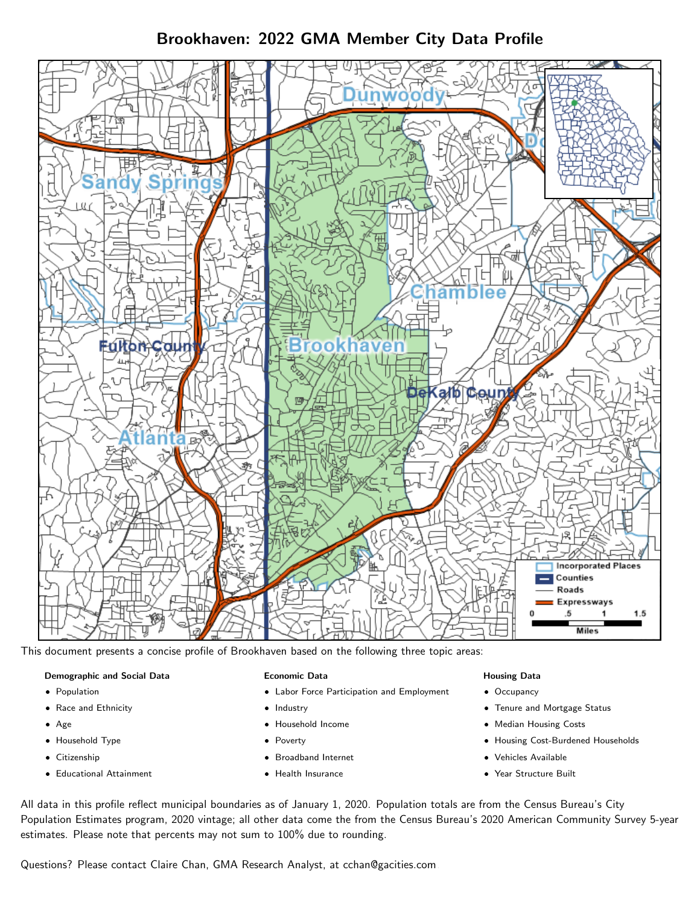# Brookhaven: 2022 GMA Member City Data Profile

This document presents a concise profile of Brookhaven based on the following three topic areas:

**Demographic and Social Data**

- Population
- Race and Ethnicity
- Age
- Household Type
- Citizenship
- Educational Attainment

**Economic Data**

- Labor Force Participation and Employment
- Industry
- Household Income
- Poverty
- Broadband Internet
- Health Insurance

**Housing Data**

- Occupancy
- Tenure and Mortgage Status
- Median Housing Costs
- Housing Cost-Burdened Households
- Vehicles Available
- Year Structure Built

All data in this profile reflect municipal boundaries as of January 1, 2020. Population totals are from the Census Bureau's City Population Estimates program, 2020 vintage; all other data come the from the Census Bureau's 2020 American Community Survey 5-year estimates. Please note that percents may not sum to 100% due to rounding.

Questions? Please contact Claire Chan, GMA Research Analyst, at cchan@gacities.com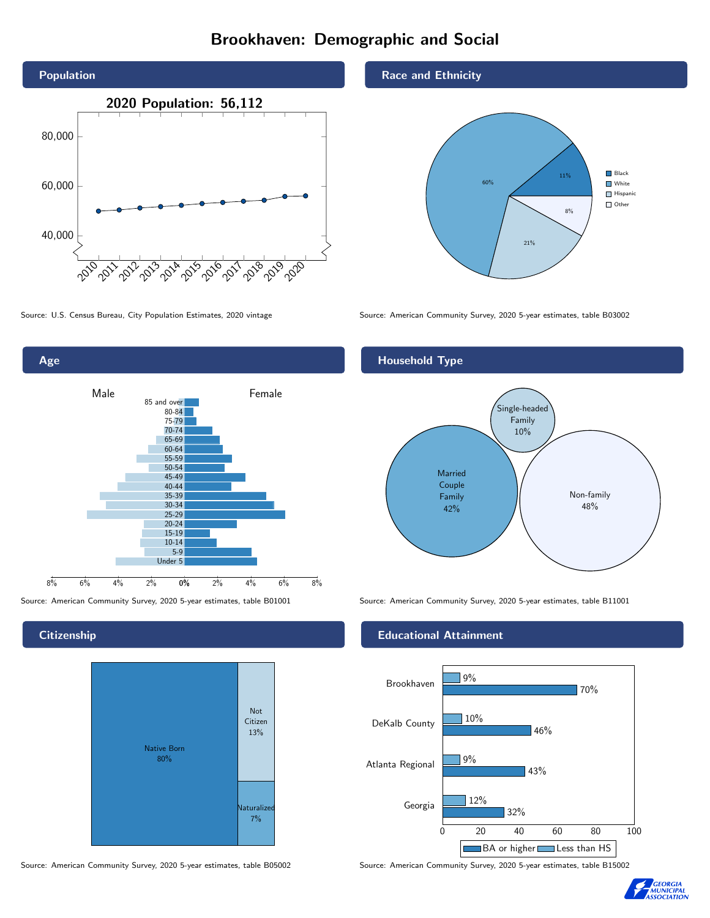# Brookhaven: Demographic and Social

## Population

2020 Population: 56,112

Source: U.S. Census Bureau, City Population Estimates, 2020 vintage

## Race and Ethnicity

| Group | Percent |
|---|---|
| Black | 11% |
| White | 60% |
| Hispanic | 21% |
| Other | 8% |

Source: American Community Survey, 2020 5-year estimates, table B03002

## Age

Source: American Community Survey, 2020 5-year estimates, table B01001

## Household Type

| Type | Percent |
|---|---|
| Married Couple Family | 42% |
| Single-headed Family | 10% |
| Non-family | 48% |

Source: American Community Survey, 2020 5-year estimates, table B11001

## Citizenship

| Status | Percent |
|---|---|
| Native Born | 80% |
| Not Citizen | 13% |
| Naturalized | 7% |

Source: American Community Survey, 2020 5-year estimates, table B05002

## Educational Attainment

| Area | Less than HS | BA or higher |
|---|---|---|
| Brookhaven | 9% | 70% |
| DeKalb County | 10% | 46% |
| Atlanta Regional | 9% | 43% |
| Georgia | 12% | 32% |

Source: American Community Survey, 2020 5-year estimates, table B15002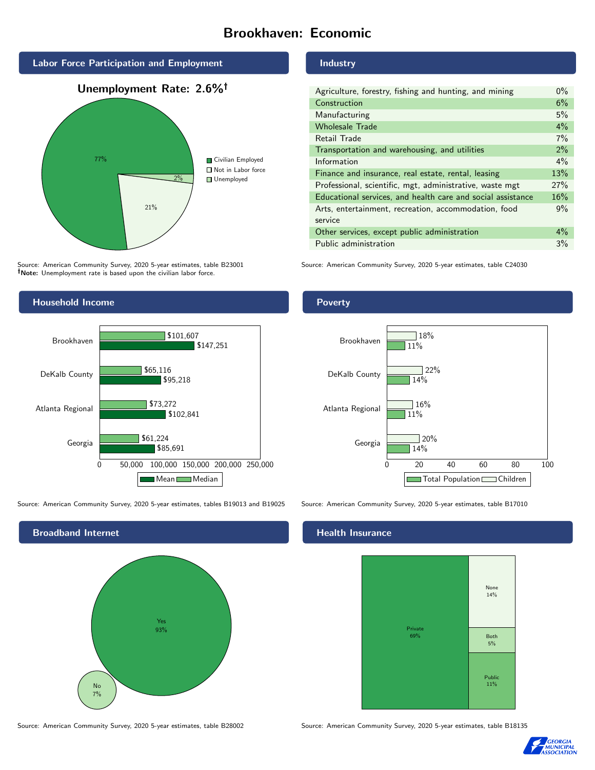# Brookhaven: Economic

## Labor Force Participation and Employment

**Unemployment Rate: 2.6%†**

| Category | Percent |
| --- | --- |
| Civilian Employed | 77% |
| Not in Labor force | 21% |
| Unemployed | 2% |

Source: American Community Survey, 2020 5-year estimates, table B23001
†**Note:** Unemployment rate is based upon the civilian labor force.

## Industry

| Industry | Percent |
| --- | --- |
| Agriculture, forestry, fishing and hunting, and mining | 0% |
| Construction | 6% |
| Manufacturing | 5% |
| Wholesale Trade | 4% |
| Retail Trade | 7% |
| Transportation and warehousing, and utilities | 2% |
| Information | 4% |
| Finance and insurance, real estate, rental, leasing | 13% |
| Professional, scientific, mgt, administrative, waste mgt | 27% |
| Educational services, and health care and social assistance | 16% |
| Arts, entertainment, recreation, accommodation, food service | 9% |
| Other services, except public administration | 4% |
| Public administration | 3% |

Source: American Community Survey, 2020 5-year estimates, table C24030

## Household Income

| | Median | Mean |
| --- | --- | --- |
| Brookhaven | $101,607 | $147,251 |
| DeKalb County | $65,116 | $95,218 |
| Atlanta Regional | $73,272 | $102,841 |
| Georgia | $61,224 | $85,691 |

Source: American Community Survey, 2020 5-year estimates, tables B19013 and B19025

## Poverty

| | Children | Total Population |
| --- | --- | --- |
| Brookhaven | 18% | 11% |
| DeKalb County | 22% | 14% |
| Atlanta Regional | 16% | 11% |
| Georgia | 20% | 14% |

Source: American Community Survey, 2020 5-year estimates, table B17010

## Broadband Internet

| | Percent |
| --- | --- |
| Yes | 93% |
| No | 7% |

Source: American Community Survey, 2020 5-year estimates, table B28002

## Health Insurance

| | Percent |
| --- | --- |
| Private | 69% |
| None | 14% |
| Both | 5% |
| Public | 11% |

Source: American Community Survey, 2020 5-year estimates, table B18135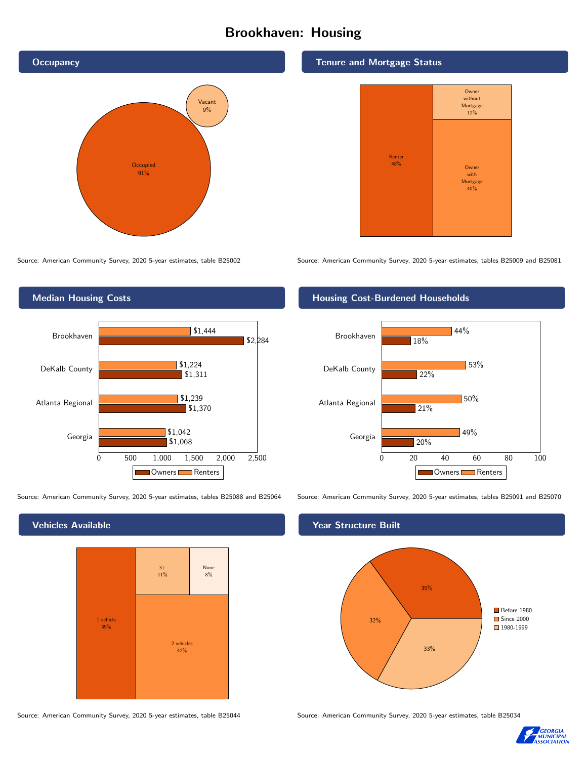# Brookhaven: Housing

## Occupancy

Vacant
9%

Occupied
91%

Source: American Community Survey, 2020 5-year estimates, table B25002

## Tenure and Mortgage Status

Renter
48%

Owner without Mortgage
12%

Owner with Mortgage
40%

Source: American Community Survey, 2020 5-year estimates, tables B25009 and B25081

## Median Housing Costs

Brookhaven
$1,444
$2,284

DeKalb County
$1,224
$1,311

Atlanta Regional
$1,239
$1,370

Georgia
$1,042
$1,068

0 500 1,000 1,500 2,000 2,500

Owners Renters

Source: American Community Survey, 2020 5-year estimates, tables B25088 and B25064

## Housing Cost-Burdened Households

Brookhaven
44%
18%

DeKalb County
53%
22%

Atlanta Regional
50%
21%

Georgia
49%
20%

0 20 40 60 80 100

Owners Renters

Source: American Community Survey, 2020 5-year estimates, tables B25091 and B25070

## Vehicles Available

1 vehicle
39%

3+
11%

None
8%

2 vehicles
42%

Source: American Community Survey, 2020 5-year estimates, table B25044

## Year Structure Built

35%

32%

33%

Before 1980
Since 2000
1980-1999

Source: American Community Survey, 2020 5-year estimates, table B25034